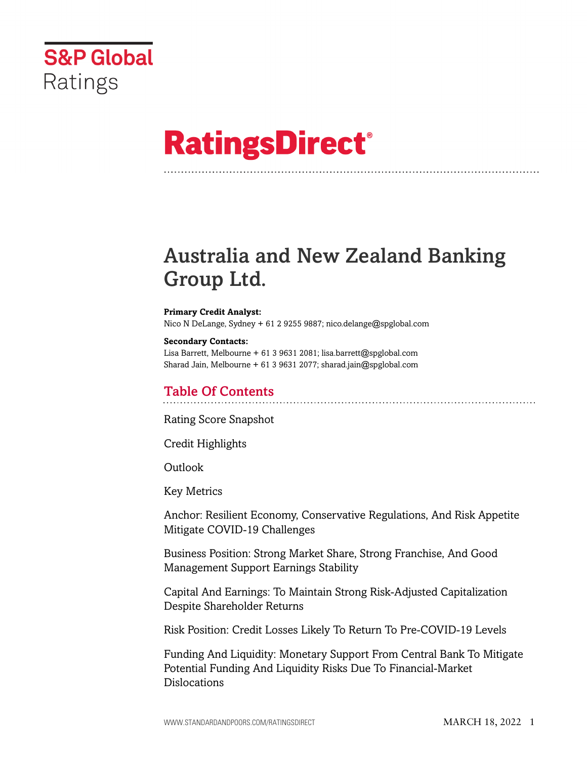S&P Global Ratings

# RatingsDirect®

# Australia and New Zealand Banking Group Ltd.

**Primary Credit Analyst:**
Nico N DeLange, Sydney + 61 2 9255 9887; nico.delange@spglobal.com

**Secondary Contacts:**
Lisa Barrett, Melbourne + 61 3 9631 2081; lisa.barrett@spglobal.com
Sharad Jain, Melbourne + 61 3 9631 2077; sharad.jain@spglobal.com

## Table Of Contents

Rating Score Snapshot

Credit Highlights

Outlook

Key Metrics

Anchor: Resilient Economy, Conservative Regulations, And Risk Appetite Mitigate COVID-19 Challenges

Business Position: Strong Market Share, Strong Franchise, And Good Management Support Earnings Stability

Capital And Earnings: To Maintain Strong Risk-Adjusted Capitalization Despite Shareholder Returns

Risk Position: Credit Losses Likely To Return To Pre-COVID-19 Levels

Funding And Liquidity: Monetary Support From Central Bank To Mitigate Potential Funding And Liquidity Risks Due To Financial-Market Dislocations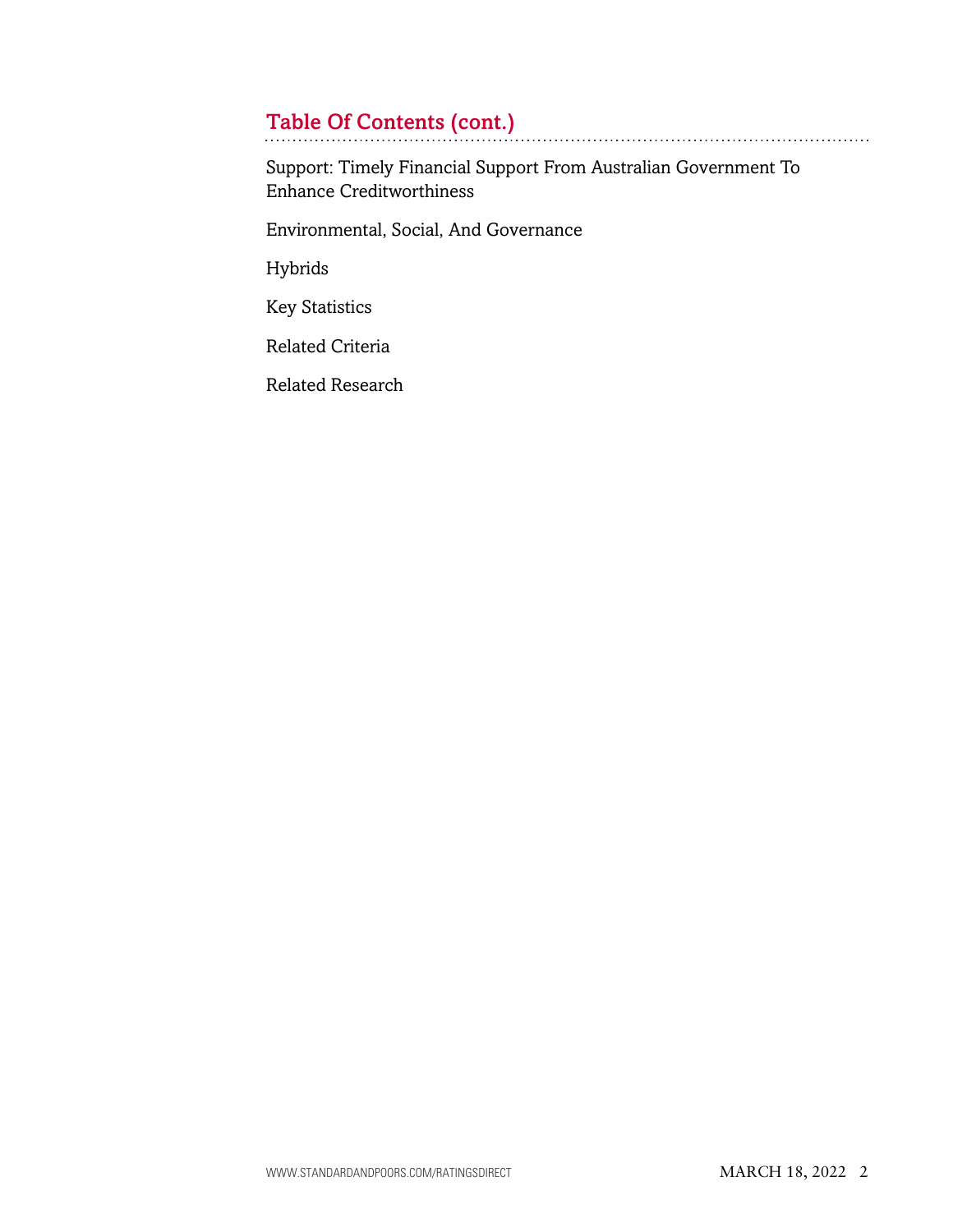## Table Of Contents (cont.)

Support: Timely Financial Support From Australian Government To Enhance Creditworthiness

Environmental, Social, And Governance

Hybrids

Key Statistics

Related Criteria

Related Research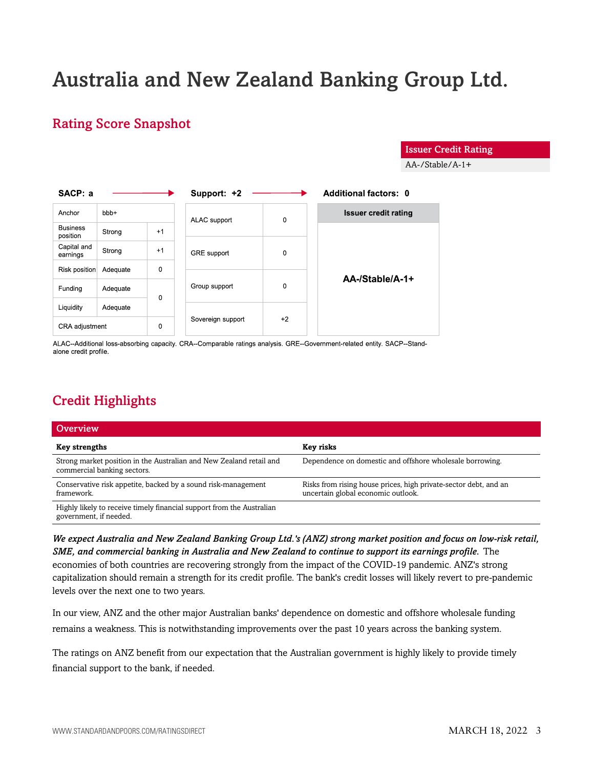# Australia and New Zealand Banking Group Ltd.

## Rating Score Snapshot

| Issuer Credit Rating |
|---|
| AA-/Stable/A-1+ |

**SACP: a** → **Support: +2** → **Additional factors: 0**

| SACP: a | | |
|---|---|---|
| Anchor | bbb+ | |
| Business position | Strong | +1 |
| Capital and earnings | Strong | +1 |
| Risk position | Adequate | 0 |
| Funding | Adequate | 0 |
| Liquidity | Adequate | |
| CRA adjustment | | 0 |

| Support: +2 | |
|---|---|
| ALAC support | 0 |
| GRE support | 0 |
| Group support | 0 |
| Sovereign support | +2 |

| Additional factors: 0 |
|---|
| Issuer credit rating |
| AA-/Stable/A-1+ |

ALAC--Additional loss-absorbing capacity. CRA--Comparable ratings analysis. GRE--Government-related entity. SACP--Stand-alone credit profile.

## Credit Highlights

| Overview | |
|---|---|
| **Key strengths** | **Key risks** |
| Strong market position in the Australian and New Zealand retail and commercial banking sectors. | Dependence on domestic and offshore wholesale borrowing. |
| Conservative risk appetite, backed by a sound risk-management framework. | Risks from rising house prices, high private-sector debt, and an uncertain global economic outlook. |
| Highly likely to receive timely financial support from the Australian government, if needed. | |

***We expect Australia and New Zealand Banking Group Ltd.'s (ANZ) strong market position and focus on low-risk retail, SME, and commercial banking in Australia and New Zealand to continue to support its earnings profile.*** The economies of both countries are recovering strongly from the impact of the COVID-19 pandemic. ANZ's strong capitalization should remain a strength for its credit profile. The bank's credit losses will likely revert to pre-pandemic levels over the next one to two years.

In our view, ANZ and the other major Australian banks' dependence on domestic and offshore wholesale funding remains a weakness. This is notwithstanding improvements over the past 10 years across the banking system.

The ratings on ANZ benefit from our expectation that the Australian government is highly likely to provide timely financial support to the bank, if needed.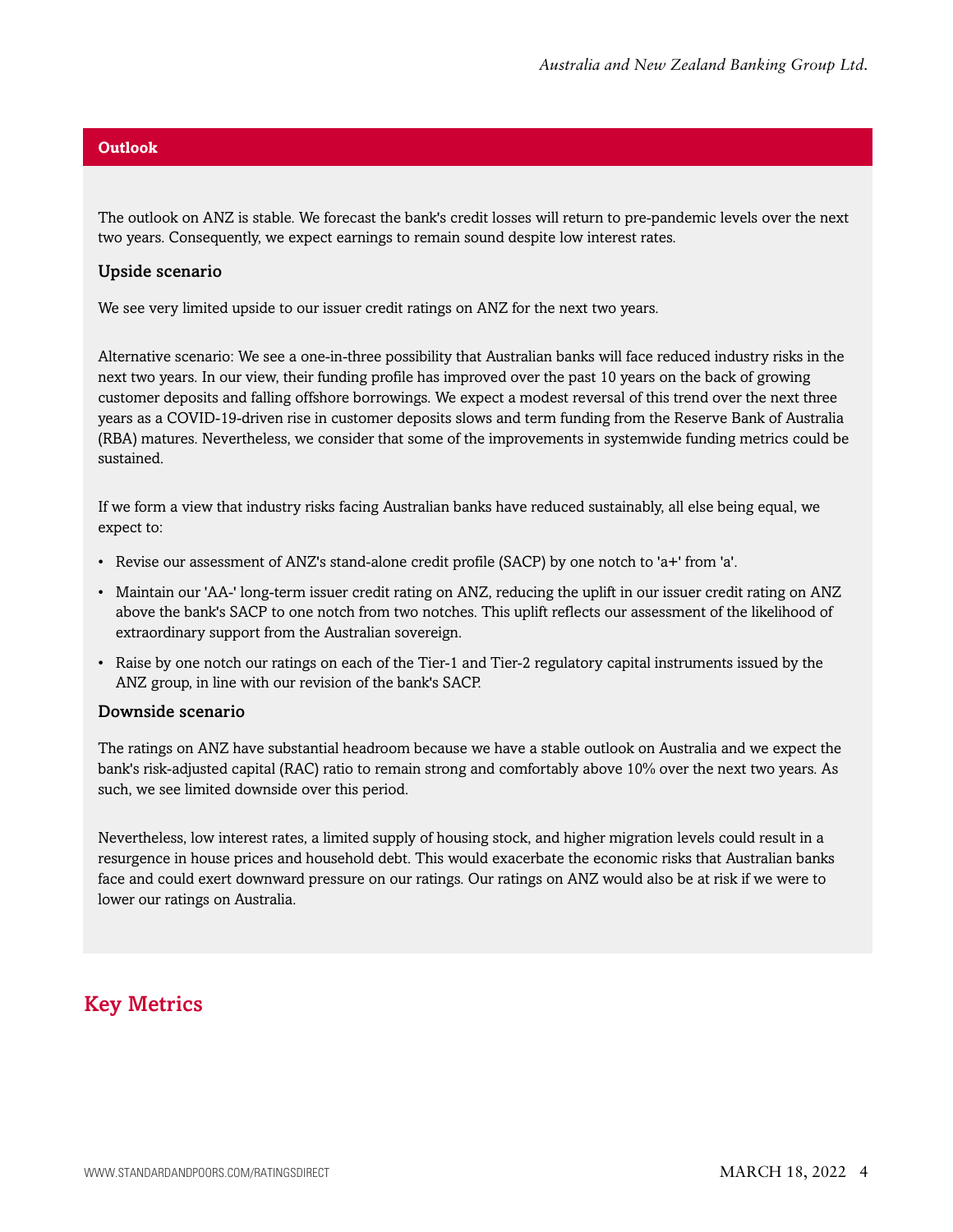## Outlook

The outlook on ANZ is stable. We forecast the bank's credit losses will return to pre-pandemic levels over the next two years. Consequently, we expect earnings to remain sound despite low interest rates.

### Upside scenario

We see very limited upside to our issuer credit ratings on ANZ for the next two years.

Alternative scenario: We see a one-in-three possibility that Australian banks will face reduced industry risks in the next two years. In our view, their funding profile has improved over the past 10 years on the back of growing customer deposits and falling offshore borrowings. We expect a modest reversal of this trend over the next three years as a COVID-19-driven rise in customer deposits slows and term funding from the Reserve Bank of Australia (RBA) matures. Nevertheless, we consider that some of the improvements in systemwide funding metrics could be sustained.

If we form a view that industry risks facing Australian banks have reduced sustainably, all else being equal, we expect to:

- Revise our assessment of ANZ's stand-alone credit profile (SACP) by one notch to 'a+' from 'a'.
- Maintain our 'AA-' long-term issuer credit rating on ANZ, reducing the uplift in our issuer credit rating on ANZ above the bank's SACP to one notch from two notches. This uplift reflects our assessment of the likelihood of extraordinary support from the Australian sovereign.
- Raise by one notch our ratings on each of the Tier-1 and Tier-2 regulatory capital instruments issued by the ANZ group, in line with our revision of the bank's SACP.

### Downside scenario

The ratings on ANZ have substantial headroom because we have a stable outlook on Australia and we expect the bank's risk-adjusted capital (RAC) ratio to remain strong and comfortably above 10% over the next two years. As such, we see limited downside over this period.

Nevertheless, low interest rates, a limited supply of housing stock, and higher migration levels could result in a resurgence in house prices and household debt. This would exacerbate the economic risks that Australian banks face and could exert downward pressure on our ratings. Our ratings on ANZ would also be at risk if we were to lower our ratings on Australia.

## Key Metrics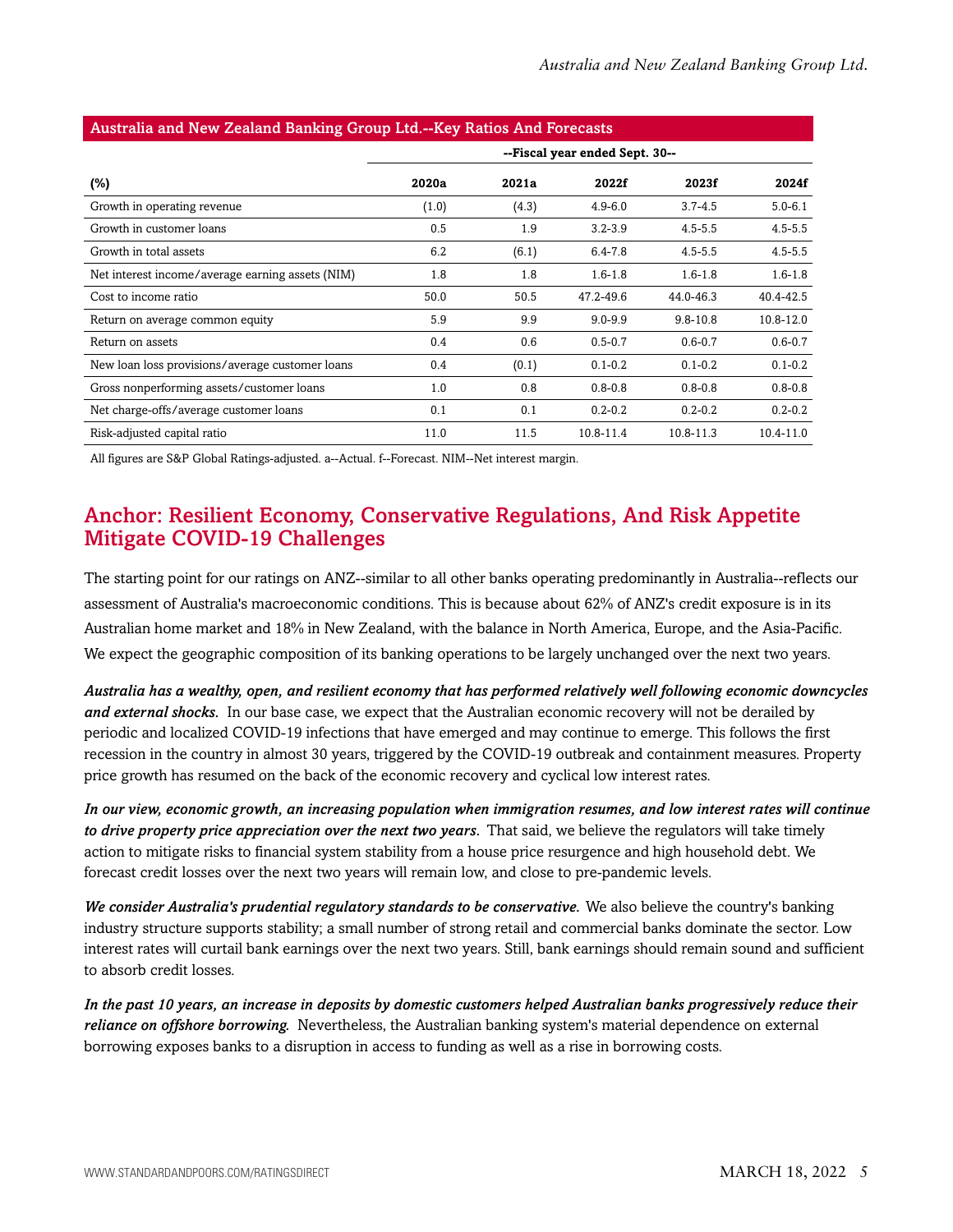**Australia and New Zealand Banking Group Ltd.--Key Ratios And Forecasts**

| | --Fiscal year ended Sept. 30-- | | | | |
|---|---|---|---|---|---|
| (%) | 2020a | 2021a | 2022f | 2023f | 2024f |
| Growth in operating revenue | (1.0) | (4.3) | 4.9-6.0 | 3.7-4.5 | 5.0-6.1 |
| Growth in customer loans | 0.5 | 1.9 | 3.2-3.9 | 4.5-5.5 | 4.5-5.5 |
| Growth in total assets | 6.2 | (6.1) | 6.4-7.8 | 4.5-5.5 | 4.5-5.5 |
| Net interest income/average earning assets (NIM) | 1.8 | 1.8 | 1.6-1.8 | 1.6-1.8 | 1.6-1.8 |
| Cost to income ratio | 50.0 | 50.5 | 47.2-49.6 | 44.0-46.3 | 40.4-42.5 |
| Return on average common equity | 5.9 | 9.9 | 9.0-9.9 | 9.8-10.8 | 10.8-12.0 |
| Return on assets | 0.4 | 0.6 | 0.5-0.7 | 0.6-0.7 | 0.6-0.7 |
| New loan loss provisions/average customer loans | 0.4 | (0.1) | 0.1-0.2 | 0.1-0.2 | 0.1-0.2 |
| Gross nonperforming assets/customer loans | 1.0 | 0.8 | 0.8-0.8 | 0.8-0.8 | 0.8-0.8 |
| Net charge-offs/average customer loans | 0.1 | 0.1 | 0.2-0.2 | 0.2-0.2 | 0.2-0.2 |
| Risk-adjusted capital ratio | 11.0 | 11.5 | 10.8-11.4 | 10.8-11.3 | 10.4-11.0 |

All figures are S&P Global Ratings-adjusted. a--Actual. f--Forecast. NIM--Net interest margin.

## Anchor: Resilient Economy, Conservative Regulations, And Risk Appetite Mitigate COVID-19 Challenges

The starting point for our ratings on ANZ--similar to all other banks operating predominantly in Australia--reflects our assessment of Australia's macroeconomic conditions. This is because about 62% of ANZ's credit exposure is in its Australian home market and 18% in New Zealand, with the balance in North America, Europe, and the Asia-Pacific. We expect the geographic composition of its banking operations to be largely unchanged over the next two years.

***Australia has a wealthy, open, and resilient economy that has performed relatively well following economic downcycles and external shocks.*** In our base case, we expect that the Australian economic recovery will not be derailed by periodic and localized COVID-19 infections that have emerged and may continue to emerge. This follows the first recession in the country in almost 30 years, triggered by the COVID-19 outbreak and containment measures. Property price growth has resumed on the back of the economic recovery and cyclical low interest rates.

***In our view, economic growth, an increasing population when immigration resumes, and low interest rates will continue to drive property price appreciation over the next two years.*** That said, we believe the regulators will take timely action to mitigate risks to financial system stability from a house price resurgence and high household debt. We forecast credit losses over the next two years will remain low, and close to pre-pandemic levels.

***We consider Australia's prudential regulatory standards to be conservative.*** We also believe the country's banking industry structure supports stability; a small number of strong retail and commercial banks dominate the sector. Low interest rates will curtail bank earnings over the next two years. Still, bank earnings should remain sound and sufficient to absorb credit losses.

***In the past 10 years, an increase in deposits by domestic customers helped Australian banks progressively reduce their reliance on offshore borrowing.*** Nevertheless, the Australian banking system's material dependence on external borrowing exposes banks to a disruption in access to funding as well as a rise in borrowing costs.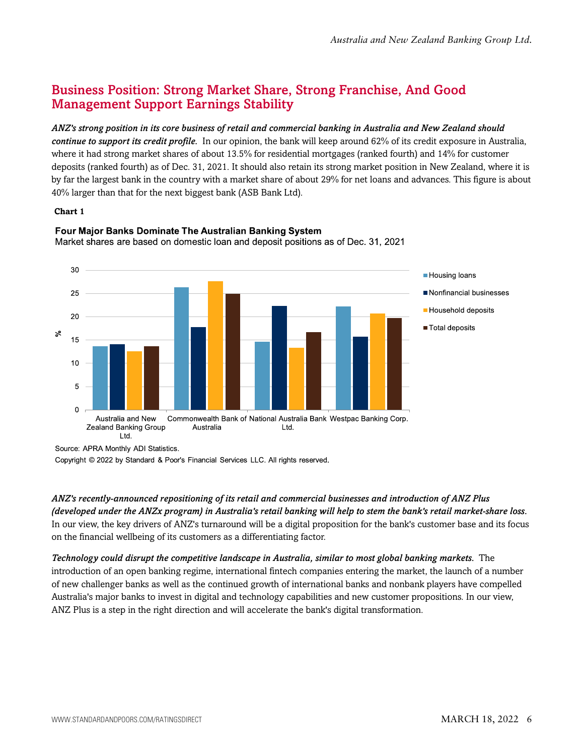## Business Position: Strong Market Share, Strong Franchise, And Good Management Support Earnings Stability

***ANZ's strong position in its core business of retail and commercial banking in Australia and New Zealand should continue to support its credit profile.*** In our opinion, the bank will keep around 62% of its credit exposure in Australia, where it had strong market shares of about 13.5% for residential mortgages (ranked fourth) and 14% for customer deposits (ranked fourth) as of Dec. 31, 2021. It should also retain its strong market position in New Zealand, where it is by far the largest bank in the country with a market share of about 29% for net loans and advances. This figure is about 40% larger than that for the next biggest bank (ASB Bank Ltd).

**Chart 1**

**Four Major Banks Dominate The Australian Banking System**

Market shares are based on domestic loan and deposit positions as of Dec. 31, 2021

Source: APRA Monthly ADI Statistics.

Copyright © 2022 by Standard & Poor's Financial Services LLC. All rights reserved.

***ANZ's recently-announced repositioning of its retail and commercial businesses and introduction of ANZ Plus (developed under the ANZx program) in Australia's retail banking will help to stem the bank's retail market-share loss.*** In our view, the key drivers of ANZ's turnaround will be a digital proposition for the bank's customer base and its focus on the financial wellbeing of its customers as a differentiating factor.

***Technology could disrupt the competitive landscape in Australia, similar to most global banking markets.*** The introduction of an open banking regime, international fintech companies entering the market, the launch of a number of new challenger banks as well as the continued growth of international banks and nonbank players have compelled Australia's major banks to invest in digital and technology capabilities and new customer propositions. In our view, ANZ Plus is a step in the right direction and will accelerate the bank's digital transformation.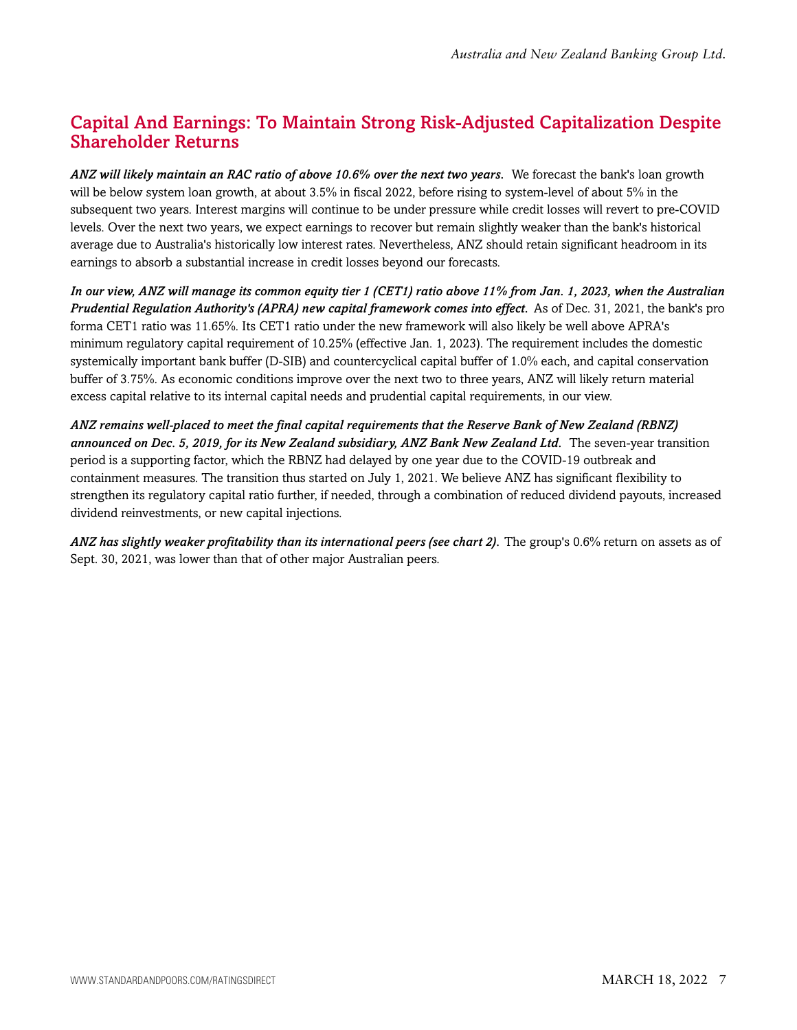## Capital And Earnings: To Maintain Strong Risk-Adjusted Capitalization Despite Shareholder Returns

***ANZ will likely maintain an RAC ratio of above 10.6% over the next two years.*** We forecast the bank's loan growth will be below system loan growth, at about 3.5% in fiscal 2022, before rising to system-level of about 5% in the subsequent two years. Interest margins will continue to be under pressure while credit losses will revert to pre-COVID levels. Over the next two years, we expect earnings to recover but remain slightly weaker than the bank's historical average due to Australia's historically low interest rates. Nevertheless, ANZ should retain significant headroom in its earnings to absorb a substantial increase in credit losses beyond our forecasts.

***In our view, ANZ will manage its common equity tier 1 (CET1) ratio above 11% from Jan. 1, 2023, when the Australian Prudential Regulation Authority's (APRA) new capital framework comes into effect.*** As of Dec. 31, 2021, the bank's pro forma CET1 ratio was 11.65%. Its CET1 ratio under the new framework will also likely be well above APRA's minimum regulatory capital requirement of 10.25% (effective Jan. 1, 2023). The requirement includes the domestic systemically important bank buffer (D-SIB) and countercyclical capital buffer of 1.0% each, and capital conservation buffer of 3.75%. As economic conditions improve over the next two to three years, ANZ will likely return material excess capital relative to its internal capital needs and prudential capital requirements, in our view.

***ANZ remains well-placed to meet the final capital requirements that the Reserve Bank of New Zealand (RBNZ) announced on Dec. 5, 2019, for its New Zealand subsidiary, ANZ Bank New Zealand Ltd.*** The seven-year transition period is a supporting factor, which the RBNZ had delayed by one year due to the COVID-19 outbreak and containment measures. The transition thus started on July 1, 2021. We believe ANZ has significant flexibility to strengthen its regulatory capital ratio further, if needed, through a combination of reduced dividend payouts, increased dividend reinvestments, or new capital injections.

***ANZ has slightly weaker profitability than its international peers (see chart 2).*** The group's 0.6% return on assets as of Sept. 30, 2021, was lower than that of other major Australian peers.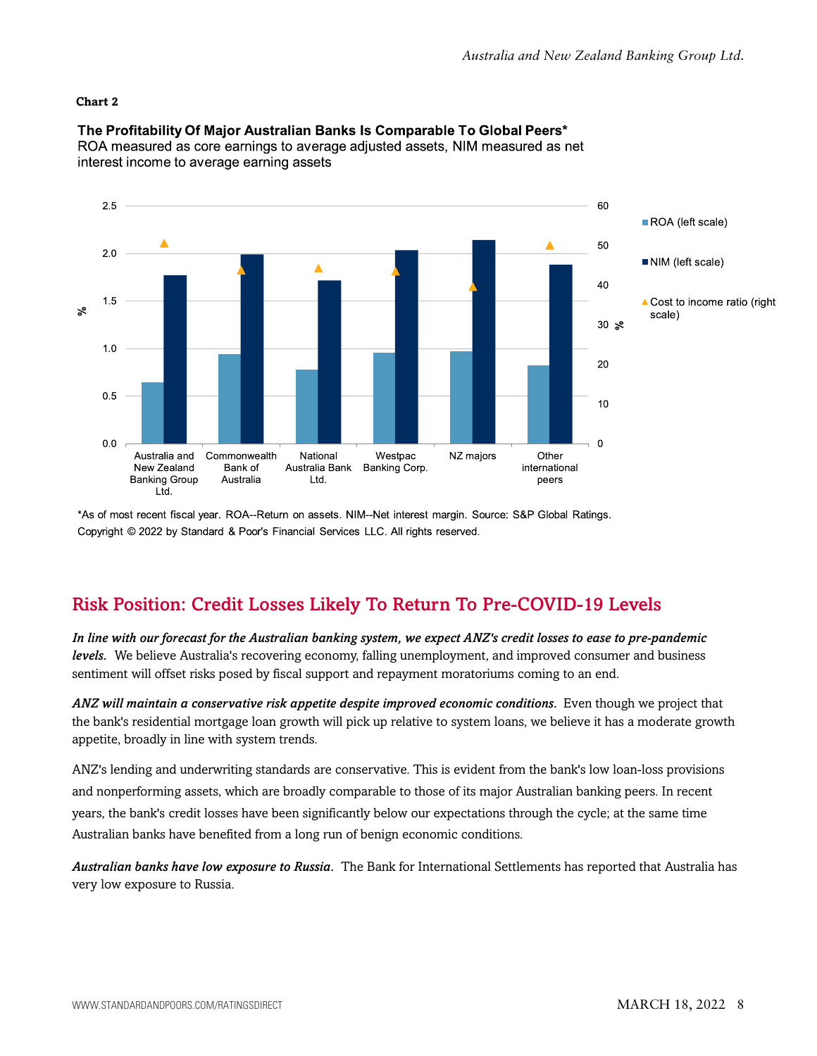**Chart 2**

**The Profitability Of Major Australian Banks Is Comparable To Global Peers***

ROA measured as core earnings to average adjusted assets, NIM measured as net interest income to average earning assets

*As of most recent fiscal year. ROA--Return on assets. NIM--Net interest margin. Source: S&P Global Ratings.

Copyright © 2022 by Standard & Poor's Financial Services LLC. All rights reserved.

## Risk Position: Credit Losses Likely To Return To Pre-COVID-19 Levels

***In line with our forecast for the Australian banking system, we expect ANZ's credit losses to ease to pre-pandemic levels.*** We believe Australia's recovering economy, falling unemployment, and improved consumer and business sentiment will offset risks posed by fiscal support and repayment moratoriums coming to an end.

***ANZ will maintain a conservative risk appetite despite improved economic conditions.*** Even though we project that the bank's residential mortgage loan growth will pick up relative to system loans, we believe it has a moderate growth appetite, broadly in line with system trends.

ANZ's lending and underwriting standards are conservative. This is evident from the bank's low loan-loss provisions and nonperforming assets, which are broadly comparable to those of its major Australian banking peers. In recent years, the bank's credit losses have been significantly below our expectations through the cycle; at the same time Australian banks have benefited from a long run of benign economic conditions.

***Australian banks have low exposure to Russia.*** The Bank for International Settlements has reported that Australia has very low exposure to Russia.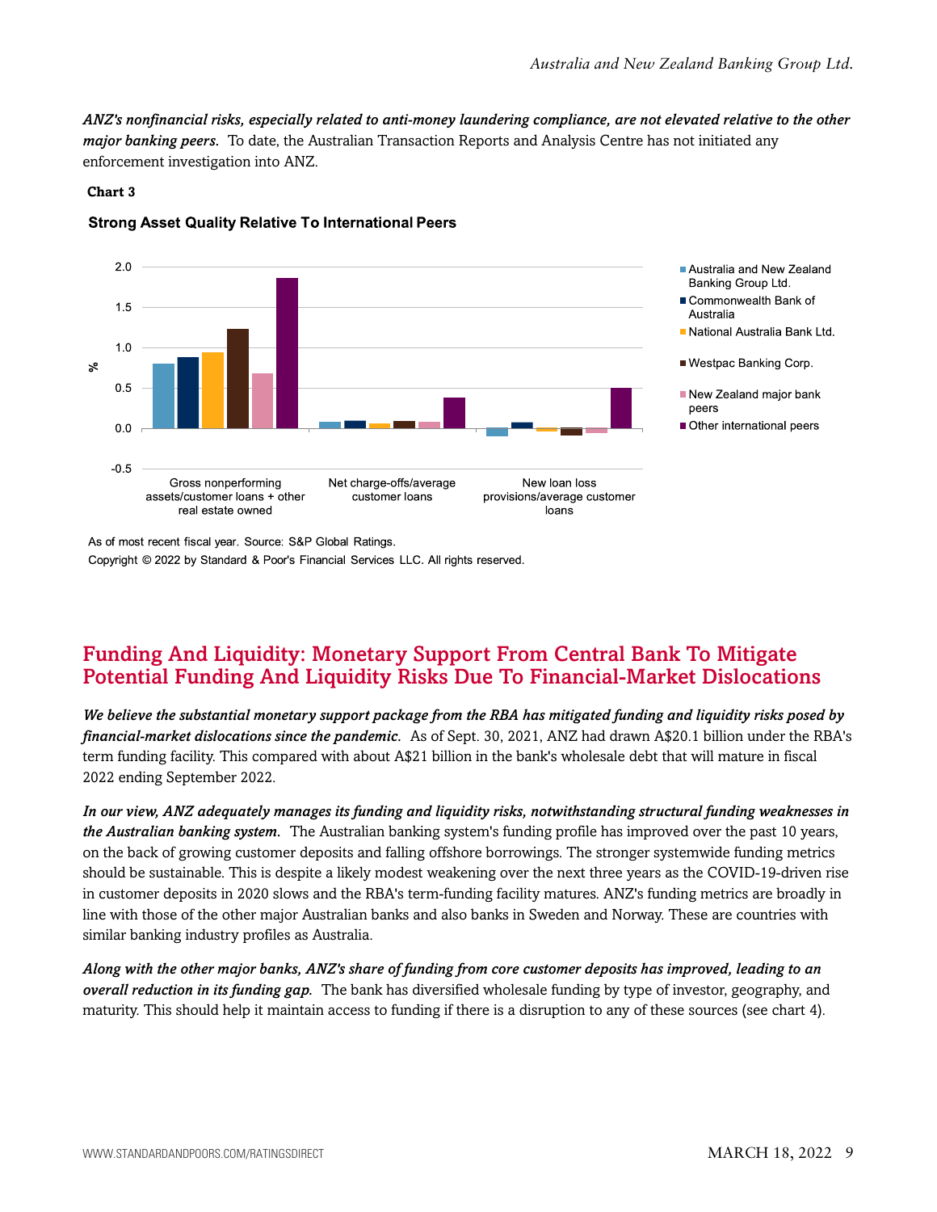***ANZ's nonfinancial risks, especially related to anti-money laundering compliance, are not elevated relative to the other major banking peers.*** To date, the Australian Transaction Reports and Analysis Centre has not initiated any enforcement investigation into ANZ.

**Chart 3**

**Strong Asset Quality Relative To International Peers**

As of most recent fiscal year. Source: S&P Global Ratings.

Copyright © 2022 by Standard & Poor's Financial Services LLC. All rights reserved.

## Funding And Liquidity: Monetary Support From Central Bank To Mitigate Potential Funding And Liquidity Risks Due To Financial-Market Dislocations

***We believe the substantial monetary support package from the RBA has mitigated funding and liquidity risks posed by financial-market dislocations since the pandemic.*** As of Sept. 30, 2021, ANZ had drawn A$20.1 billion under the RBA's term funding facility. This compared with about A$21 billion in the bank's wholesale debt that will mature in fiscal 2022 ending September 2022.

***In our view, ANZ adequately manages its funding and liquidity risks, notwithstanding structural funding weaknesses in the Australian banking system.*** The Australian banking system's funding profile has improved over the past 10 years, on the back of growing customer deposits and falling offshore borrowings. The stronger systemwide funding metrics should be sustainable. This is despite a likely modest weakening over the next three years as the COVID-19-driven rise in customer deposits in 2020 slows and the RBA's term-funding facility matures. ANZ's funding metrics are broadly in line with those of the other major Australian banks and also banks in Sweden and Norway. These are countries with similar banking industry profiles as Australia.

***Along with the other major banks, ANZ's share of funding from core customer deposits has improved, leading to an overall reduction in its funding gap.*** The bank has diversified wholesale funding by type of investor, geography, and maturity. This should help it maintain access to funding if there is a disruption to any of these sources (see chart 4).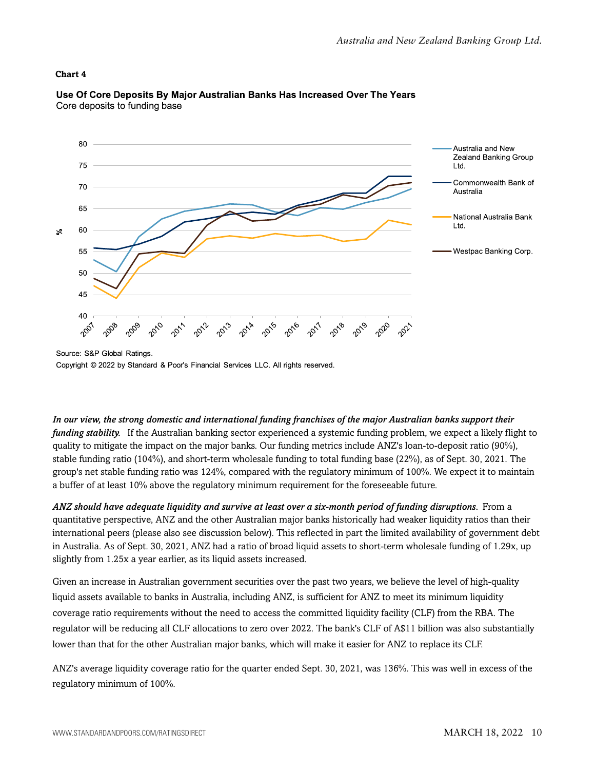**Chart 4**

**Use Of Core Deposits By Major Australian Banks Has Increased Over The Years**
Core deposits to funding base

Source: S&P Global Ratings.

Copyright © 2022 by Standard & Poor's Financial Services LLC. All rights reserved.

***In our view, the strong domestic and international funding franchises of the major Australian banks support their funding stability.*** If the Australian banking sector experienced a systemic funding problem, we expect a likely flight to quality to mitigate the impact on the major banks. Our funding metrics include ANZ's loan-to-deposit ratio (90%), stable funding ratio (104%), and short-term wholesale funding to total funding base (22%), as of Sept. 30, 2021. The group's net stable funding ratio was 124%, compared with the regulatory minimum of 100%. We expect it to maintain a buffer of at least 10% above the regulatory minimum requirement for the foreseeable future.

***ANZ should have adequate liquidity and survive at least over a six-month period of funding disruptions.*** From a quantitative perspective, ANZ and the other Australian major banks historically had weaker liquidity ratios than their international peers (please also see discussion below). This reflected in part the limited availability of government debt in Australia. As of Sept. 30, 2021, ANZ had a ratio of broad liquid assets to short-term wholesale funding of 1.29x, up slightly from 1.25x a year earlier, as its liquid assets increased.

Given an increase in Australian government securities over the past two years, we believe the level of high-quality liquid assets available to banks in Australia, including ANZ, is sufficient for ANZ to meet its minimum liquidity coverage ratio requirements without the need to access the committed liquidity facility (CLF) from the RBA. The regulator will be reducing all CLF allocations to zero over 2022. The bank's CLF of A$11 billion was also substantially lower than that for the other Australian major banks, which will make it easier for ANZ to replace its CLF.

ANZ's average liquidity coverage ratio for the quarter ended Sept. 30, 2021, was 136%. This was well in excess of the regulatory minimum of 100%.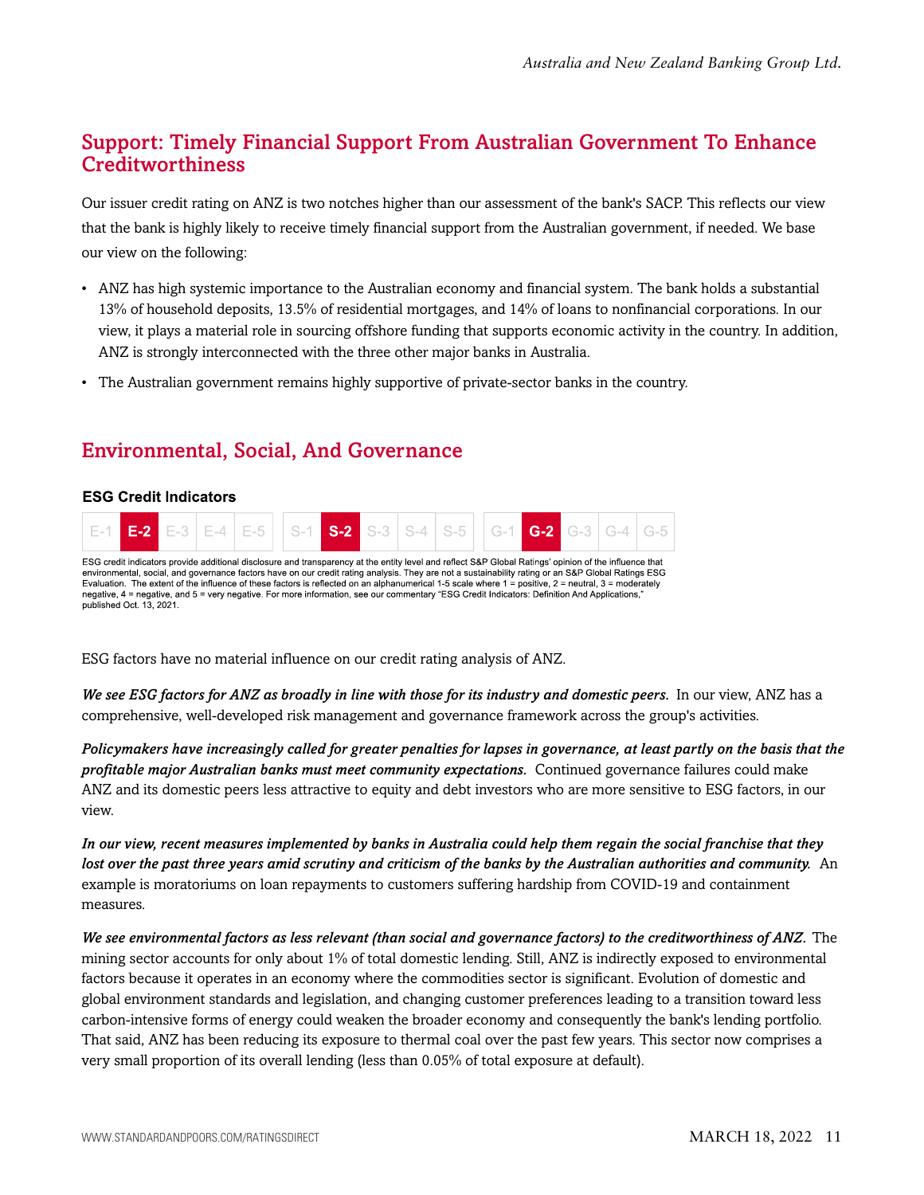## Support: Timely Financial Support From Australian Government To Enhance Creditworthiness

Our issuer credit rating on ANZ is two notches higher than our assessment of the bank's SACP. This reflects our view that the bank is highly likely to receive timely financial support from the Australian government, if needed. We base our view on the following:

- ANZ has high systemic importance to the Australian economy and financial system. The bank holds a substantial 13% of household deposits, 13.5% of residential mortgages, and 14% of loans to nonfinancial corporations. In our view, it plays a material role in sourcing offshore funding that supports economic activity in the country. In addition, ANZ is strongly interconnected with the three other major banks in Australia.
- The Australian government remains highly supportive of private-sector banks in the country.

## Environmental, Social, And Governance

**ESG Credit Indicators**

| E-1 | **E-2** | E-3 | E-4 | E-5 | S-1 | **S-2** | S-3 | S-4 | S-5 | G-1 | **G-2** | G-3 | G-4 | G-5 |
|---|---|---|---|---|---|---|---|---|---|---|---|---|---|---|

ESG credit indicators provide additional disclosure and transparency at the entity level and reflect S&P Global Ratings' opinion of the influence that environmental, social, and governance factors have on our credit rating analysis. They are not a sustainability rating or an S&P Global Ratings ESG Evaluation. The extent of the influence of these factors is reflected on an alphanumerical 1-5 scale where 1 = positive, 2 = neutral, 3 = moderately negative, 4 = negative, and 5 = very negative. For more information, see our commentary "ESG Credit Indicators: Definition And Applications," published Oct. 13, 2021.

ESG factors have no material influence on our credit rating analysis of ANZ.

***We see ESG factors for ANZ as broadly in line with those for its industry and domestic peers.*** In our view, ANZ has a comprehensive, well-developed risk management and governance framework across the group's activities.

***Policymakers have increasingly called for greater penalties for lapses in governance, at least partly on the basis that the profitable major Australian banks must meet community expectations.*** Continued governance failures could make ANZ and its domestic peers less attractive to equity and debt investors who are more sensitive to ESG factors, in our view.

***In our view, recent measures implemented by banks in Australia could help them regain the social franchise that they lost over the past three years amid scrutiny and criticism of the banks by the Australian authorities and community.*** An example is moratoriums on loan repayments to customers suffering hardship from COVID-19 and containment measures.

***We see environmental factors as less relevant (than social and governance factors) to the creditworthiness of ANZ.*** The mining sector accounts for only about 1% of total domestic lending. Still, ANZ is indirectly exposed to environmental factors because it operates in an economy where the commodities sector is significant. Evolution of domestic and global environment standards and legislation, and changing customer preferences leading to a transition toward less carbon-intensive forms of energy could weaken the broader economy and consequently the bank's lending portfolio. That said, ANZ has been reducing its exposure to thermal coal over the past few years. This sector now comprises a very small proportion of its overall lending (less than 0.05% of total exposure at default).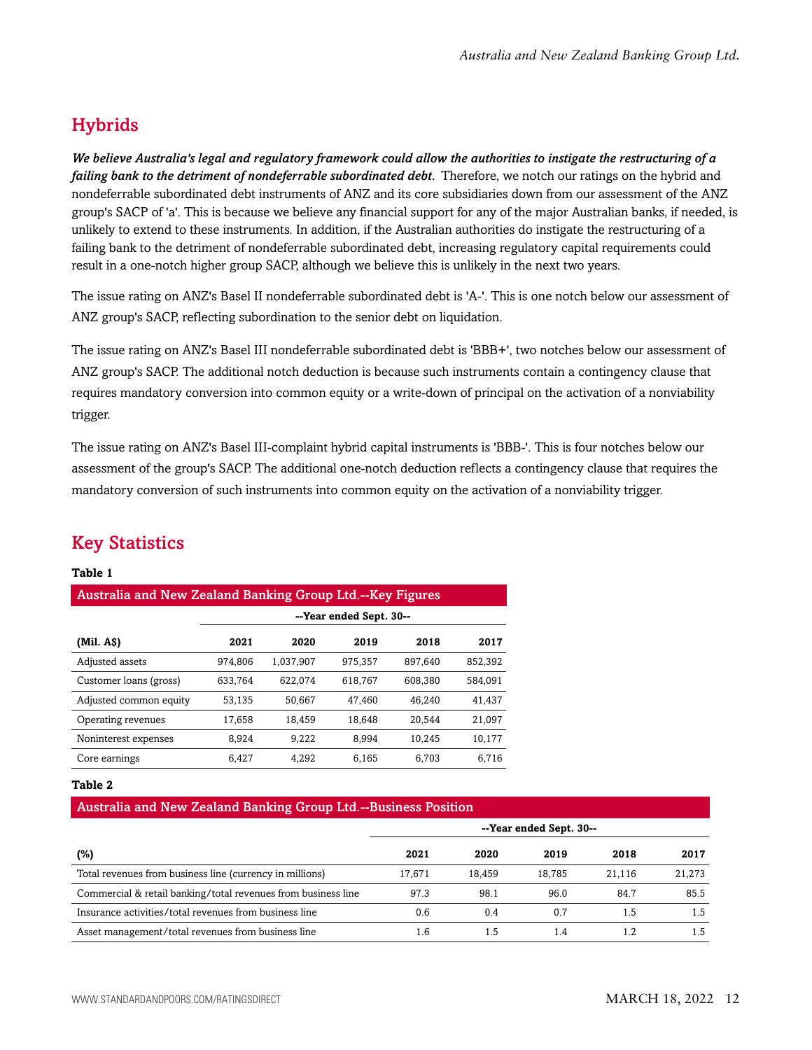## Hybrids

***We believe Australia's legal and regulatory framework could allow the authorities to instigate the restructuring of a failing bank to the detriment of nondeferrable subordinated debt.*** Therefore, we notch our ratings on the hybrid and nondeferrable subordinated debt instruments of ANZ and its core subsidiaries down from our assessment of the ANZ group's SACP of 'a'. This is because we believe any financial support for any of the major Australian banks, if needed, is unlikely to extend to these instruments. In addition, if the Australian authorities do instigate the restructuring of a failing bank to the detriment of nondeferrable subordinated debt, increasing regulatory capital requirements could result in a one-notch higher group SACP, although we believe this is unlikely in the next two years.

The issue rating on ANZ's Basel II nondeferrable subordinated debt is 'A-'. This is one notch below our assessment of ANZ group's SACP, reflecting subordination to the senior debt on liquidation.

The issue rating on ANZ's Basel III nondeferrable subordinated debt is 'BBB+', two notches below our assessment of ANZ group's SACP. The additional notch deduction is because such instruments contain a contingency clause that requires mandatory conversion into common equity or a write-down of principal on the activation of a nonviability trigger.

The issue rating on ANZ's Basel III-complaint hybrid capital instruments is 'BBB-'. This is four notches below our assessment of the group's SACP. The additional one-notch deduction reflects a contingency clause that requires the mandatory conversion of such instruments into common equity on the activation of a nonviability trigger.

## Key Statistics

**Table 1**

**Australia and New Zealand Banking Group Ltd.--Key Figures**

| | --Year ended Sept. 30-- | | | | |
|---|---|---|---|---|---|
| **(Mil. A$)** | **2021** | **2020** | **2019** | **2018** | **2017** |
| Adjusted assets | 974,806 | 1,037,907 | 975,357 | 897,640 | 852,392 |
| Customer loans (gross) | 633,764 | 622,074 | 618,767 | 608,380 | 584,091 |
| Adjusted common equity | 53,135 | 50,667 | 47,460 | 46,240 | 41,437 |
| Operating revenues | 17,658 | 18,459 | 18,648 | 20,544 | 21,097 |
| Noninterest expenses | 8,924 | 9,222 | 8,994 | 10,245 | 10,177 |
| Core earnings | 6,427 | 4,292 | 6,165 | 6,703 | 6,716 |

**Table 2**

**Australia and New Zealand Banking Group Ltd.--Business Position**

| | --Year ended Sept. 30-- | | | | |
|---|---|---|---|---|---|
| **(%)** | **2021** | **2020** | **2019** | **2018** | **2017** |
| Total revenues from business line (currency in millions) | 17,671 | 18,459 | 18,785 | 21,116 | 21,273 |
| Commercial & retail banking/total revenues from business line | 97.3 | 98.1 | 96.0 | 84.7 | 85.5 |
| Insurance activities/total revenues from business line | 0.6 | 0.4 | 0.7 | 1.5 | 1.5 |
| Asset management/total revenues from business line | 1.6 | 1.5 | 1.4 | 1.2 | 1.5 |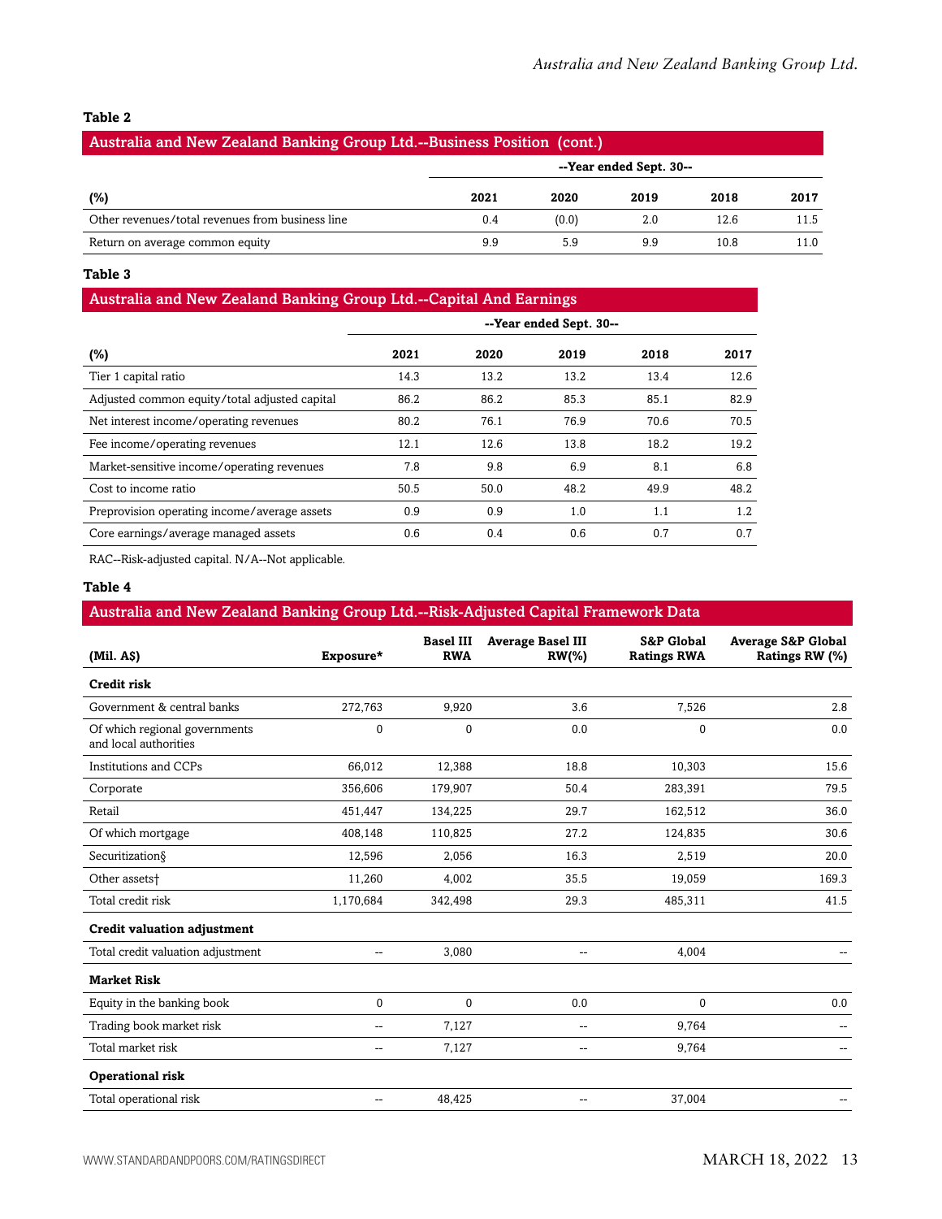**Table 2**

| Australia and New Zealand Banking Group Ltd.--Business Position (cont.) | | | | | |
|---|---|---|---|---|---|
| | --Year ended Sept. 30-- | | | | |
| (%) | 2021 | 2020 | 2019 | 2018 | 2017 |
| Other revenues/total revenues from business line | 0.4 | (0.0) | 2.0 | 12.6 | 11.5 |
| Return on average common equity | 9.9 | 5.9 | 9.9 | 10.8 | 11.0 |

**Table 3**

| Australia and New Zealand Banking Group Ltd.--Capital And Earnings | | | | | |
|---|---|---|---|---|---|
| | --Year ended Sept. 30-- | | | | |
| (%) | 2021 | 2020 | 2019 | 2018 | 2017 |
| Tier 1 capital ratio | 14.3 | 13.2 | 13.2 | 13.4 | 12.6 |
| Adjusted common equity/total adjusted capital | 86.2 | 86.2 | 85.3 | 85.1 | 82.9 |
| Net interest income/operating revenues | 80.2 | 76.1 | 76.9 | 70.6 | 70.5 |
| Fee income/operating revenues | 12.1 | 12.6 | 13.8 | 18.2 | 19.2 |
| Market-sensitive income/operating revenues | 7.8 | 9.8 | 6.9 | 8.1 | 6.8 |
| Cost to income ratio | 50.5 | 50.0 | 48.2 | 49.9 | 48.2 |
| Preprovision operating income/average assets | 0.9 | 0.9 | 1.0 | 1.1 | 1.2 |
| Core earnings/average managed assets | 0.6 | 0.4 | 0.6 | 0.7 | 0.7 |

RAC--Risk-adjusted capital. N/A--Not applicable.

**Table 4**

| Australia and New Zealand Banking Group Ltd.--Risk-Adjusted Capital Framework Data | | | | | |
|---|---|---|---|---|---|
| (Mil. A$) | Exposure* | Basel III RWA | Average Basel III RW(%) | S&P Global Ratings RWA | Average S&P Global Ratings RW (%) |
| **Credit risk** | | | | | |
| Government & central banks | 272,763 | 9,920 | 3.6 | 7,526 | 2.8 |
| Of which regional governments and local authorities | 0 | 0 | 0.0 | 0 | 0.0 |
| Institutions and CCPs | 66,012 | 12,388 | 18.8 | 10,303 | 15.6 |
| Corporate | 356,606 | 179,907 | 50.4 | 283,391 | 79.5 |
| Retail | 451,447 | 134,225 | 29.7 | 162,512 | 36.0 |
| Of which mortgage | 408,148 | 110,825 | 27.2 | 124,835 | 30.6 |
| Securitization§ | 12,596 | 2,056 | 16.3 | 2,519 | 20.0 |
| Other assets† | 11,260 | 4,002 | 35.5 | 19,059 | 169.3 |
| Total credit risk | 1,170,684 | 342,498 | 29.3 | 485,311 | 41.5 |
| **Credit valuation adjustment** | | | | | |
| Total credit valuation adjustment | -- | 3,080 | -- | 4,004 | -- |
| **Market Risk** | | | | | |
| Equity in the banking book | 0 | 0 | 0.0 | 0 | 0.0 |
| Trading book market risk | -- | 7,127 | -- | 9,764 | -- |
| Total market risk | -- | 7,127 | -- | 9,764 | -- |
| **Operational risk** | | | | | |
| Total operational risk | -- | 48,425 | -- | 37,004 | -- |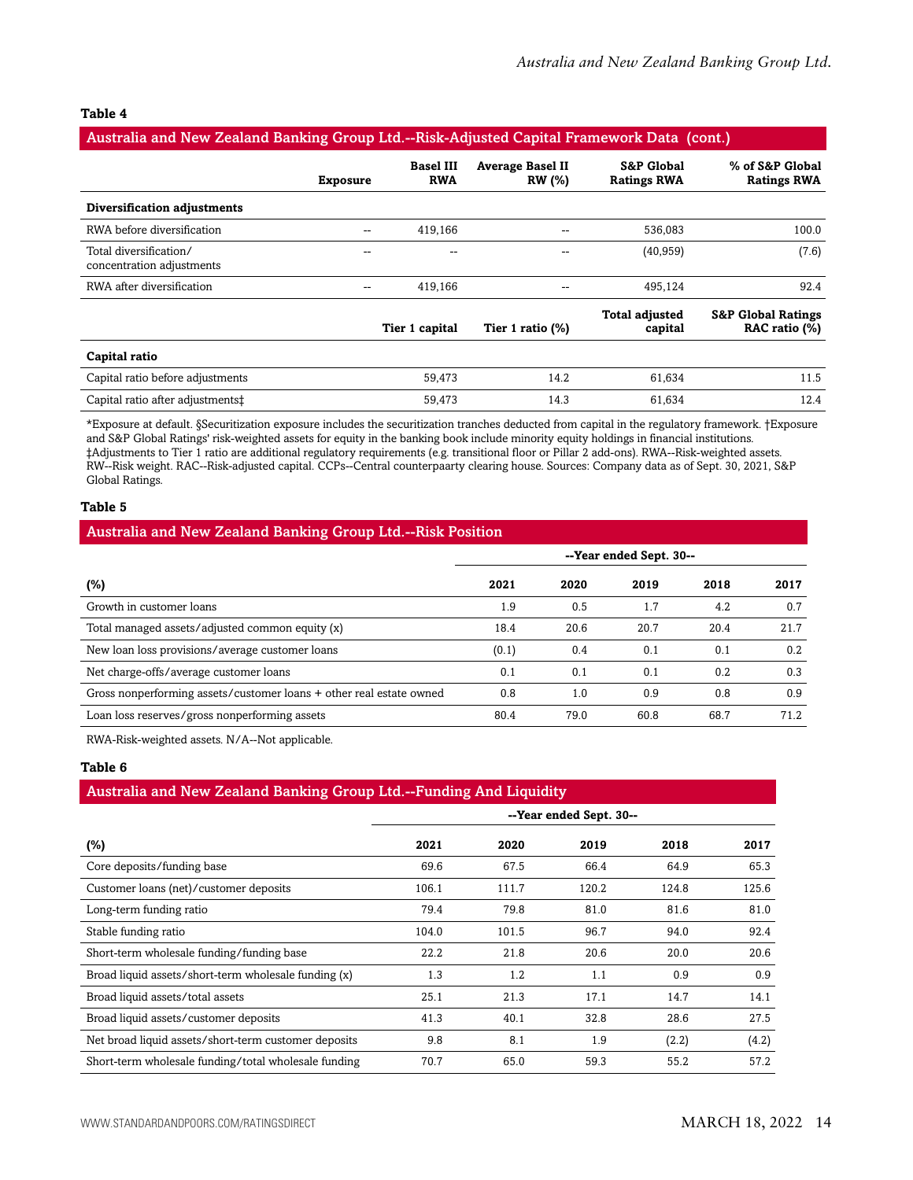**Table 4**

| Australia and New Zealand Banking Group Ltd.--Risk-Adjusted Capital Framework Data (cont.) | | | | | |
|---|---|---|---|---|---|
| | Exposure | Basel III RWA | Average Basel II RW (%) | S&P Global Ratings RWA | % of S&P Global Ratings RWA |
| **Diversification adjustments** | | | | | |
| RWA before diversification | -- | 419,166 | -- | 536,083 | 100.0 |
| Total diversification/ concentration adjustments | -- | -- | -- | (40,959) | (7.6) |
| RWA after diversification | -- | 419,166 | -- | 495,124 | 92.4 |
| | | Tier 1 capital | Tier 1 ratio (%) | Total adjusted capital | S&P Global Ratings RAC ratio (%) |
| **Capital ratio** | | | | | |
| Capital ratio before adjustments | | 59,473 | 14.2 | 61,634 | 11.5 |
| Capital ratio after adjustments‡ | | 59,473 | 14.3 | 61,634 | 12.4 |

*Exposure at default. §Securitization exposure includes the securitization tranches deducted from capital in the regulatory framework. †Exposure and S&P Global Ratings' risk-weighted assets for equity in the banking book include minority equity holdings in financial institutions. ‡Adjustments to Tier 1 ratio are additional regulatory requirements (e.g. transitional floor or Pillar 2 add-ons). RWA--Risk-weighted assets. RW--Risk weight. RAC--Risk-adjusted capital. CCPs--Central counterpaarty clearing house. Sources: Company data as of Sept. 30, 2021, S&P Global Ratings.

**Table 5**

| Australia and New Zealand Banking Group Ltd.--Risk Position | | | | | |
|---|---|---|---|---|---|
| | --Year ended Sept. 30-- | | | | |
| (%) | 2021 | 2020 | 2019 | 2018 | 2017 |
| Growth in customer loans | 1.9 | 0.5 | 1.7 | 4.2 | 0.7 |
| Total managed assets/adjusted common equity (x) | 18.4 | 20.6 | 20.7 | 20.4 | 21.7 |
| New loan loss provisions/average customer loans | (0.1) | 0.4 | 0.1 | 0.1 | 0.2 |
| Net charge-offs/average customer loans | 0.1 | 0.1 | 0.1 | 0.2 | 0.3 |
| Gross nonperforming assets/customer loans + other real estate owned | 0.8 | 1.0 | 0.9 | 0.8 | 0.9 |
| Loan loss reserves/gross nonperforming assets | 80.4 | 79.0 | 60.8 | 68.7 | 71.2 |

RWA-Risk-weighted assets. N/A--Not applicable.

**Table 6**

| Australia and New Zealand Banking Group Ltd.--Funding And Liquidity | | | | | |
|---|---|---|---|---|---|
| | --Year ended Sept. 30-- | | | | |
| (%) | 2021 | 2020 | 2019 | 2018 | 2017 |
| Core deposits/funding base | 69.6 | 67.5 | 66.4 | 64.9 | 65.3 |
| Customer loans (net)/customer deposits | 106.1 | 111.7 | 120.2 | 124.8 | 125.6 |
| Long-term funding ratio | 79.4 | 79.8 | 81.0 | 81.6 | 81.0 |
| Stable funding ratio | 104.0 | 101.5 | 96.7 | 94.0 | 92.4 |
| Short-term wholesale funding/funding base | 22.2 | 21.8 | 20.6 | 20.0 | 20.6 |
| Broad liquid assets/short-term wholesale funding (x) | 1.3 | 1.2 | 1.1 | 0.9 | 0.9 |
| Broad liquid assets/total assets | 25.1 | 21.3 | 17.1 | 14.7 | 14.1 |
| Broad liquid assets/customer deposits | 41.3 | 40.1 | 32.8 | 28.6 | 27.5 |
| Net broad liquid assets/short-term customer deposits | 9.8 | 8.1 | 1.9 | (2.2) | (4.2) |
| Short-term wholesale funding/total wholesale funding | 70.7 | 65.0 | 59.3 | 55.2 | 57.2 |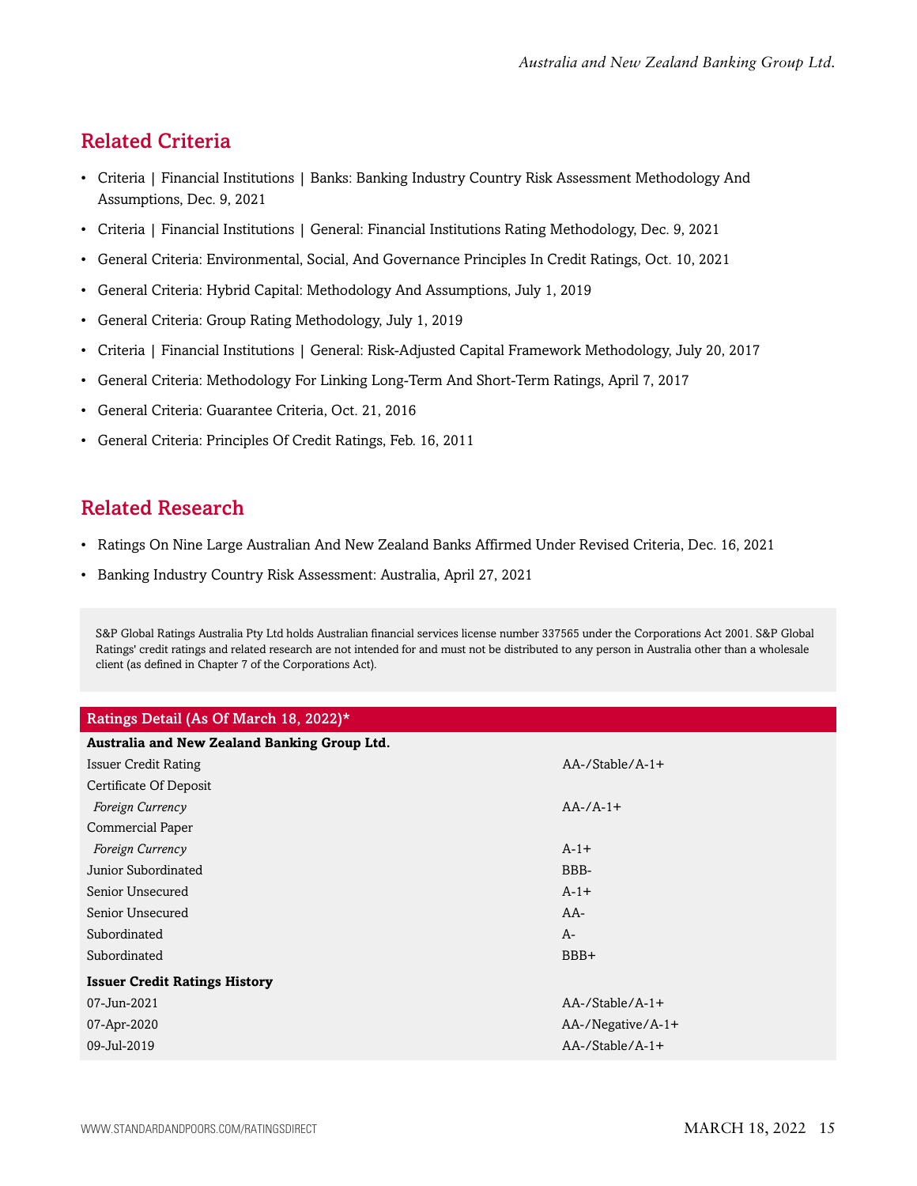## Related Criteria

- Criteria | Financial Institutions | Banks: Banking Industry Country Risk Assessment Methodology And Assumptions, Dec. 9, 2021
- Criteria | Financial Institutions | General: Financial Institutions Rating Methodology, Dec. 9, 2021
- General Criteria: Environmental, Social, And Governance Principles In Credit Ratings, Oct. 10, 2021
- General Criteria: Hybrid Capital: Methodology And Assumptions, July 1, 2019
- General Criteria: Group Rating Methodology, July 1, 2019
- Criteria | Financial Institutions | General: Risk-Adjusted Capital Framework Methodology, July 20, 2017
- General Criteria: Methodology For Linking Long-Term And Short-Term Ratings, April 7, 2017
- General Criteria: Guarantee Criteria, Oct. 21, 2016
- General Criteria: Principles Of Credit Ratings, Feb. 16, 2011

## Related Research

- Ratings On Nine Large Australian And New Zealand Banks Affirmed Under Revised Criteria, Dec. 16, 2021
- Banking Industry Country Risk Assessment: Australia, April 27, 2021

S&P Global Ratings Australia Pty Ltd holds Australian financial services license number 337565 under the Corporations Act 2001. S&P Global Ratings' credit ratings and related research are not intended for and must not be distributed to any person in Australia other than a wholesale client (as defined in Chapter 7 of the Corporations Act).

| Ratings Detail (As Of March 18, 2022)* | |
|---|---|
| **Australia and New Zealand Banking Group Ltd.** | |
| Issuer Credit Rating | AA-/Stable/A-1+ |
| Certificate Of Deposit | |
| *Foreign Currency* | AA-/A-1+ |
| Commercial Paper | |
| *Foreign Currency* | A-1+ |
| Junior Subordinated | BBB- |
| Senior Unsecured | A-1+ |
| Senior Unsecured | AA- |
| Subordinated | A- |
| Subordinated | BBB+ |
| **Issuer Credit Ratings History** | |
| 07-Jun-2021 | AA-/Stable/A-1+ |
| 07-Apr-2020 | AA-/Negative/A-1+ |
| 09-Jul-2019 | AA-/Stable/A-1+ |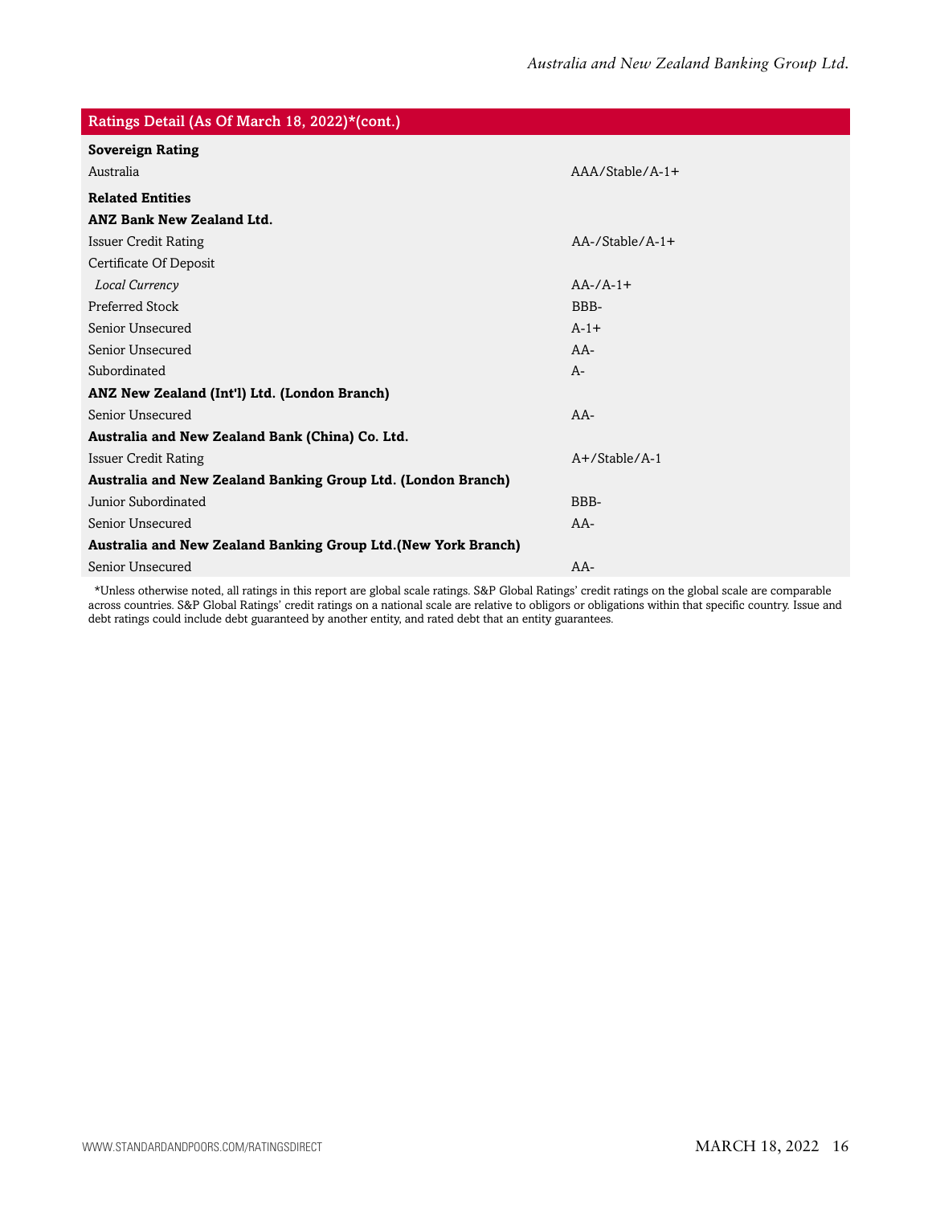| Ratings Detail (As Of March 18, 2022)*(cont.) | |
|---|---|
| **Sovereign Rating** | |
| Australia | AAA/Stable/A-1+ |
| **Related Entities** | |
| **ANZ Bank New Zealand Ltd.** | |
| Issuer Credit Rating | AA-/Stable/A-1+ |
| Certificate Of Deposit | |
| *Local Currency* | AA-/A-1+ |
| Preferred Stock | BBB- |
| Senior Unsecured | A-1+ |
| Senior Unsecured | AA- |
| Subordinated | A- |
| **ANZ New Zealand (Int'l) Ltd. (London Branch)** | |
| Senior Unsecured | AA- |
| **Australia and New Zealand Bank (China) Co. Ltd.** | |
| Issuer Credit Rating | A+/Stable/A-1 |
| **Australia and New Zealand Banking Group Ltd. (London Branch)** | |
| Junior Subordinated | BBB- |
| Senior Unsecured | AA- |
| **Australia and New Zealand Banking Group Ltd.(New York Branch)** | |
| Senior Unsecured | AA- |

*Unless otherwise noted, all ratings in this report are global scale ratings. S&P Global Ratings' credit ratings on the global scale are comparable across countries. S&P Global Ratings' credit ratings on a national scale are relative to obligors or obligations within that specific country. Issue and debt ratings could include debt guaranteed by another entity, and rated debt that an entity guarantees.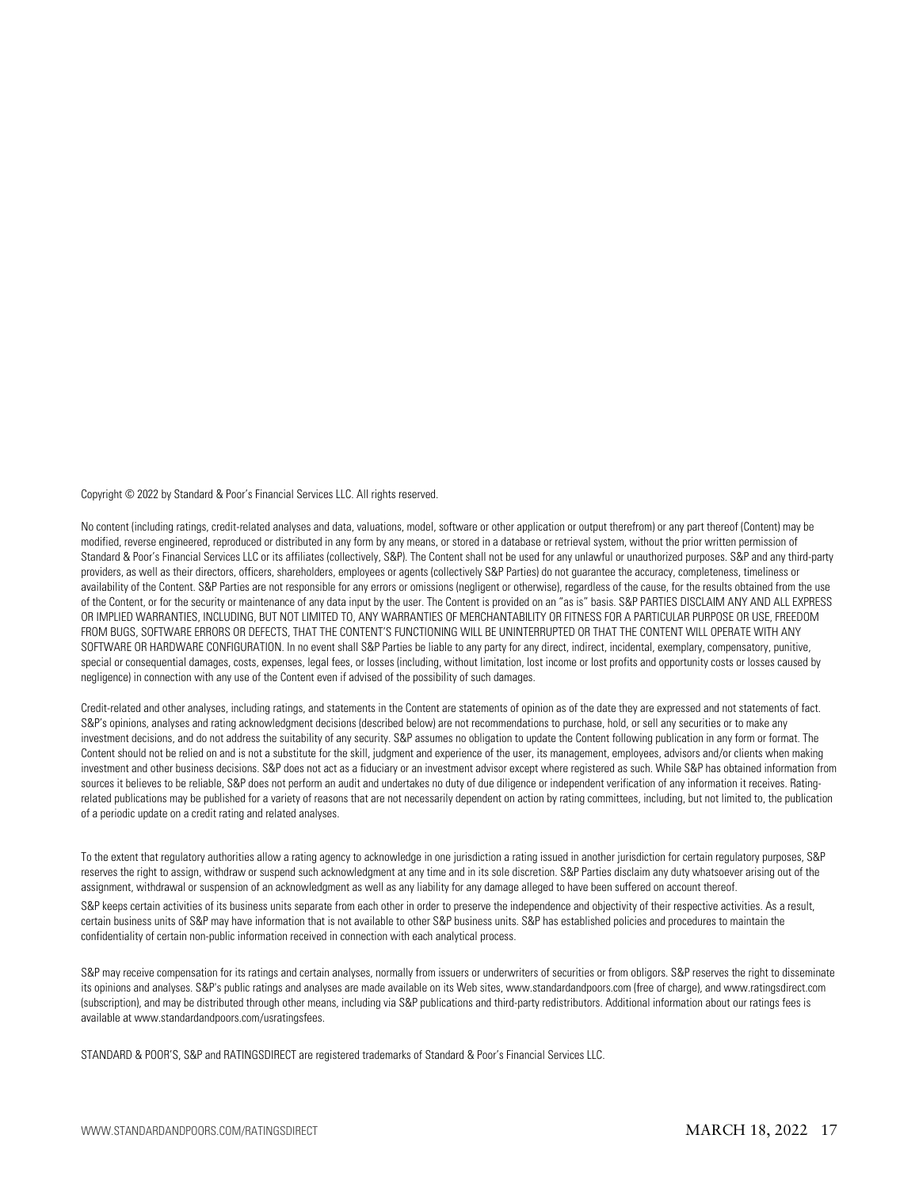Copyright © 2022 by Standard & Poor's Financial Services LLC. All rights reserved.

No content (including ratings, credit-related analyses and data, valuations, model, software or other application or output therefrom) or any part thereof (Content) may be modified, reverse engineered, reproduced or distributed in any form by any means, or stored in a database or retrieval system, without the prior written permission of Standard & Poor's Financial Services LLC or its affiliates (collectively, S&P). The Content shall not be used for any unlawful or unauthorized purposes. S&P and any third-party providers, as well as their directors, officers, shareholders, employees or agents (collectively S&P Parties) do not guarantee the accuracy, completeness, timeliness or availability of the Content. S&P Parties are not responsible for any errors or omissions (negligent or otherwise), regardless of the cause, for the results obtained from the use of the Content, or for the security or maintenance of any data input by the user. The Content is provided on an "as is" basis. S&P PARTIES DISCLAIM ANY AND ALL EXPRESS OR IMPLIED WARRANTIES, INCLUDING, BUT NOT LIMITED TO, ANY WARRANTIES OF MERCHANTABILITY OR FITNESS FOR A PARTICULAR PURPOSE OR USE, FREEDOM FROM BUGS, SOFTWARE ERRORS OR DEFECTS, THAT THE CONTENT'S FUNCTIONING WILL BE UNINTERRUPTED OR THAT THE CONTENT WILL OPERATE WITH ANY SOFTWARE OR HARDWARE CONFIGURATION. In no event shall S&P Parties be liable to any party for any direct, indirect, incidental, exemplary, compensatory, punitive, special or consequential damages, costs, expenses, legal fees, or losses (including, without limitation, lost income or lost profits and opportunity costs or losses caused by negligence) in connection with any use of the Content even if advised of the possibility of such damages.

Credit-related and other analyses, including ratings, and statements in the Content are statements of opinion as of the date they are expressed and not statements of fact. S&P's opinions, analyses and rating acknowledgment decisions (described below) are not recommendations to purchase, hold, or sell any securities or to make any investment decisions, and do not address the suitability of any security. S&P assumes no obligation to update the Content following publication in any form or format. The Content should not be relied on and is not a substitute for the skill, judgment and experience of the user, its management, employees, advisors and/or clients when making investment and other business decisions. S&P does not act as a fiduciary or an investment advisor except where registered as such. While S&P has obtained information from sources it believes to be reliable, S&P does not perform an audit and undertakes no duty of due diligence or independent verification of any information it receives. Rating-related publications may be published for a variety of reasons that are not necessarily dependent on action by rating committees, including, but not limited to, the publication of a periodic update on a credit rating and related analyses.

To the extent that regulatory authorities allow a rating agency to acknowledge in one jurisdiction a rating issued in another jurisdiction for certain regulatory purposes, S&P reserves the right to assign, withdraw or suspend such acknowledgment at any time and in its sole discretion. S&P Parties disclaim any duty whatsoever arising out of the assignment, withdrawal or suspension of an acknowledgment as well as any liability for any damage alleged to have been suffered on account thereof.

S&P keeps certain activities of its business units separate from each other in order to preserve the independence and objectivity of their respective activities. As a result, certain business units of S&P may have information that is not available to other S&P business units. S&P has established policies and procedures to maintain the confidentiality of certain non-public information received in connection with each analytical process.

S&P may receive compensation for its ratings and certain analyses, normally from issuers or underwriters of securities or from obligors. S&P reserves the right to disseminate its opinions and analyses. S&P's public ratings and analyses are made available on its Web sites, www.standardandpoors.com (free of charge), and www.ratingsdirect.com (subscription), and may be distributed through other means, including via S&P publications and third-party redistributors. Additional information about our ratings fees is available at www.standardandpoors.com/usratingsfees.

STANDARD & POOR'S, S&P and RATINGSDIRECT are registered trademarks of Standard & Poor's Financial Services LLC.